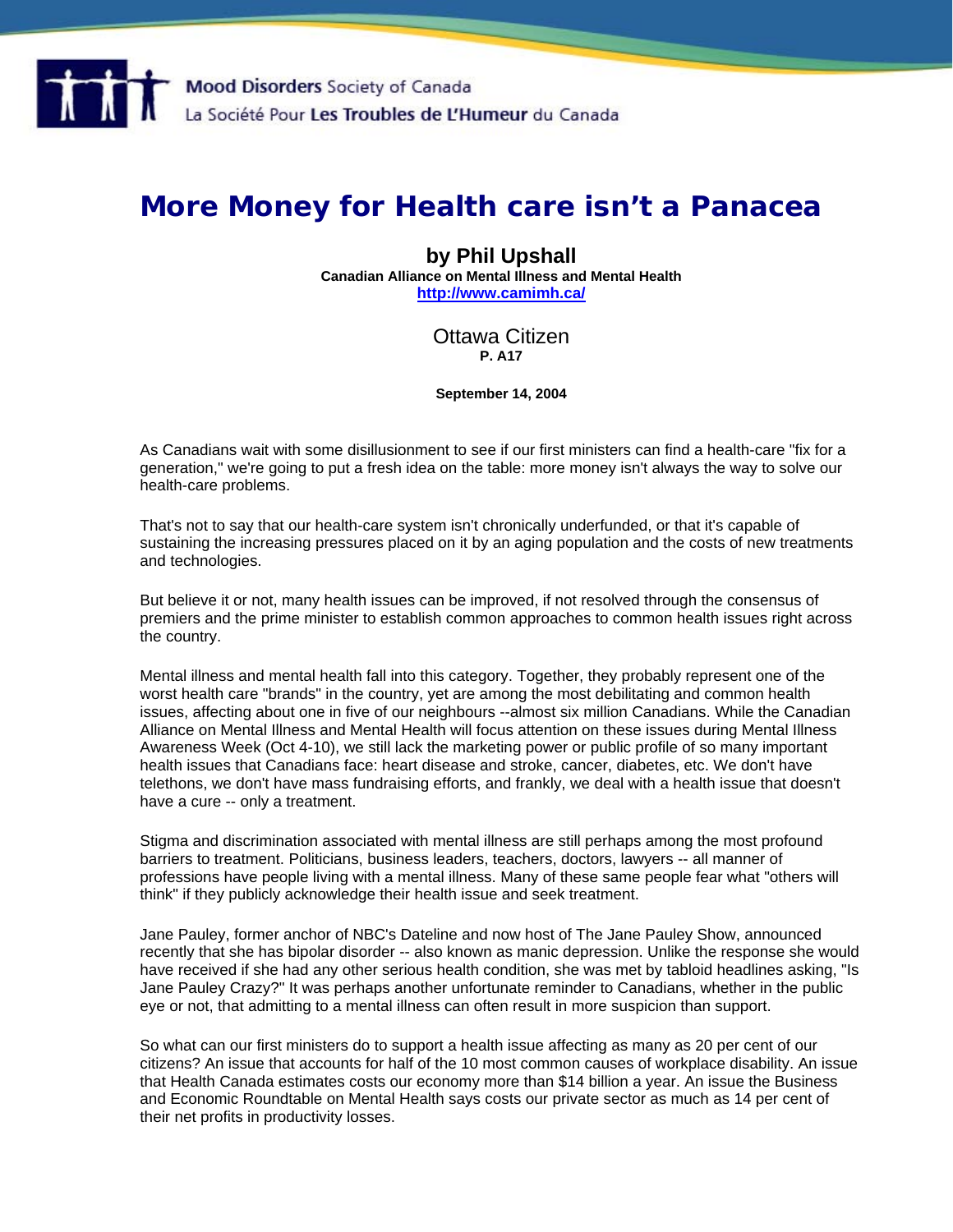Mood Disorders Society of Canada
La Société Pour Les Troubles de L'Humeur du Canada

# More Money for Health care isn't a Panacea

**by Phil Upshall**
**Canadian Alliance on Mental Illness and Mental Health**
**http://www.camimh.ca/**

Ottawa Citizen
**P. A17**

**September 14, 2004**

As Canadians wait with some disillusionment to see if our first ministers can find a health-care "fix for a generation," we're going to put a fresh idea on the table: more money isn't always the way to solve our health-care problems.

That's not to say that our health-care system isn't chronically underfunded, or that it's capable of sustaining the increasing pressures placed on it by an aging population and the costs of new treatments and technologies.

But believe it or not, many health issues can be improved, if not resolved through the consensus of premiers and the prime minister to establish common approaches to common health issues right across the country.

Mental illness and mental health fall into this category. Together, they probably represent one of the worst health care "brands" in the country, yet are among the most debilitating and common health issues, affecting about one in five of our neighbours --almost six million Canadians. While the Canadian Alliance on Mental Illness and Mental Health will focus attention on these issues during Mental Illness Awareness Week (Oct 4-10), we still lack the marketing power or public profile of so many important health issues that Canadians face: heart disease and stroke, cancer, diabetes, etc. We don't have telethons, we don't have mass fundraising efforts, and frankly, we deal with a health issue that doesn't have a cure -- only a treatment.

Stigma and discrimination associated with mental illness are still perhaps among the most profound barriers to treatment. Politicians, business leaders, teachers, doctors, lawyers -- all manner of professions have people living with a mental illness. Many of these same people fear what "others will think" if they publicly acknowledge their health issue and seek treatment.

Jane Pauley, former anchor of NBC's Dateline and now host of The Jane Pauley Show, announced recently that she has bipolar disorder -- also known as manic depression. Unlike the response she would have received if she had any other serious health condition, she was met by tabloid headlines asking, "Is Jane Pauley Crazy?" It was perhaps another unfortunate reminder to Canadians, whether in the public eye or not, that admitting to a mental illness can often result in more suspicion than support.

So what can our first ministers do to support a health issue affecting as many as 20 per cent of our citizens? An issue that accounts for half of the 10 most common causes of workplace disability. An issue that Health Canada estimates costs our economy more than $14 billion a year. An issue the Business and Economic Roundtable on Mental Health says costs our private sector as much as 14 per cent of their net profits in productivity losses.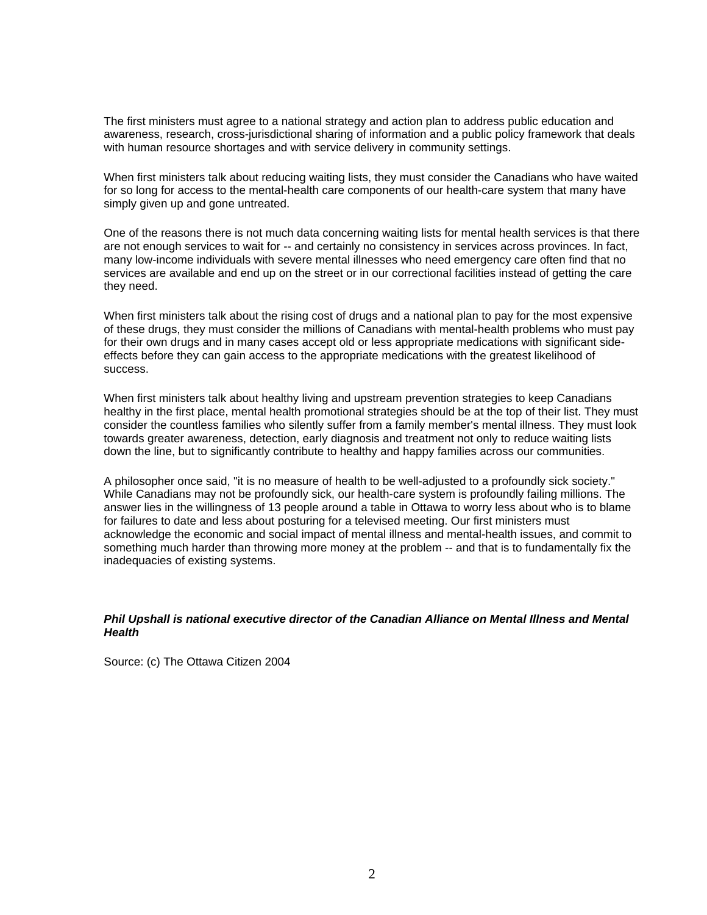The first ministers must agree to a national strategy and action plan to address public education and awareness, research, cross-jurisdictional sharing of information and a public policy framework that deals with human resource shortages and with service delivery in community settings.

When first ministers talk about reducing waiting lists, they must consider the Canadians who have waited for so long for access to the mental-health care components of our health-care system that many have simply given up and gone untreated.

One of the reasons there is not much data concerning waiting lists for mental health services is that there are not enough services to wait for -- and certainly no consistency in services across provinces. In fact, many low-income individuals with severe mental illnesses who need emergency care often find that no services are available and end up on the street or in our correctional facilities instead of getting the care they need.

When first ministers talk about the rising cost of drugs and a national plan to pay for the most expensive of these drugs, they must consider the millions of Canadians with mental-health problems who must pay for their own drugs and in many cases accept old or less appropriate medications with significant side-effects before they can gain access to the appropriate medications with the greatest likelihood of success.

When first ministers talk about healthy living and upstream prevention strategies to keep Canadians healthy in the first place, mental health promotional strategies should be at the top of their list. They must consider the countless families who silently suffer from a family member's mental illness. They must look towards greater awareness, detection, early diagnosis and treatment not only to reduce waiting lists down the line, but to significantly contribute to healthy and happy families across our communities.

A philosopher once said, "it is no measure of health to be well-adjusted to a profoundly sick society." While Canadians may not be profoundly sick, our health-care system is profoundly failing millions. The answer lies in the willingness of 13 people around a table in Ottawa to worry less about who is to blame for failures to date and less about posturing for a televised meeting. Our first ministers must acknowledge the economic and social impact of mental illness and mental-health issues, and commit to something much harder than throwing more money at the problem -- and that is to fundamentally fix the inadequacies of existing systems.

***Phil Upshall is national executive director of the Canadian Alliance on Mental Illness and Mental Health***

Source: (c) The Ottawa Citizen 2004